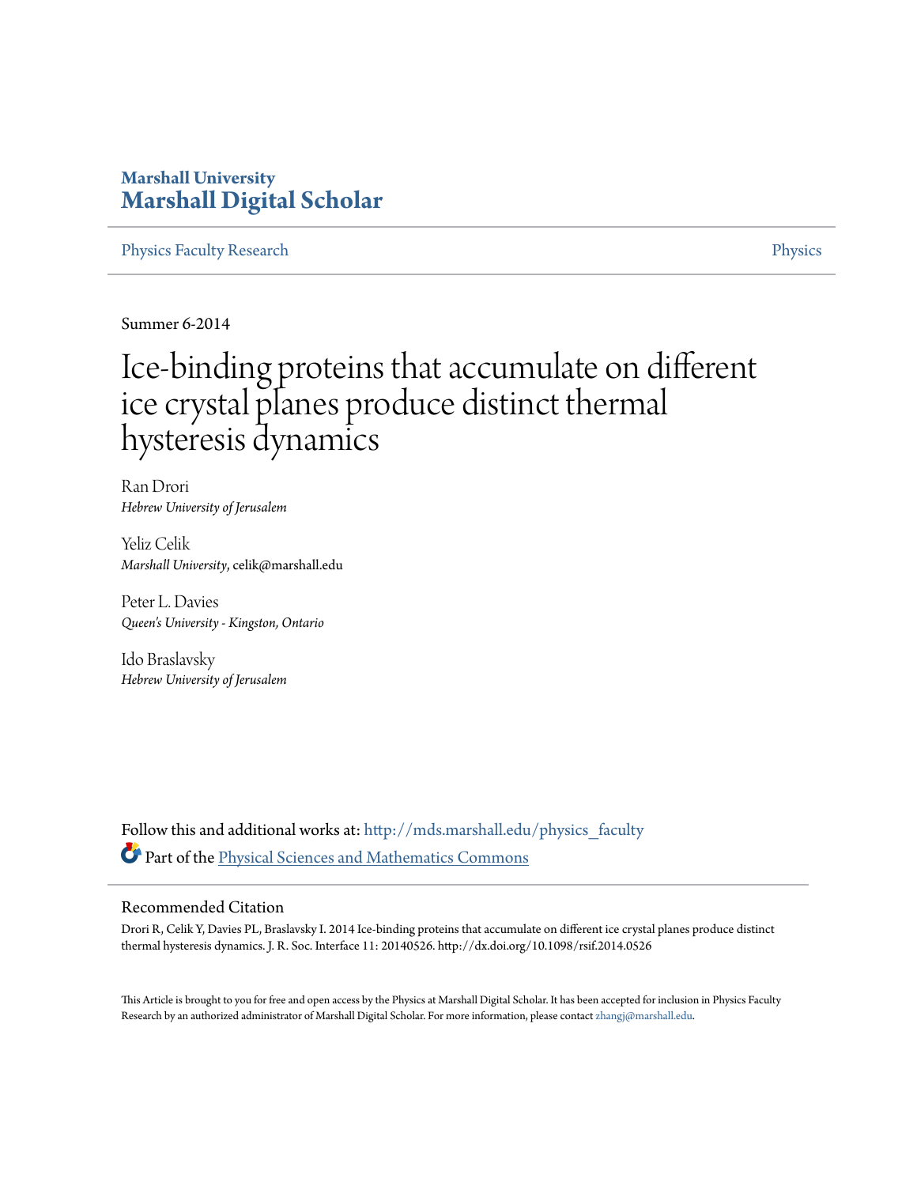# Marshall University
# Marshall Digital Scholar

Physics Faculty Research | Physics

---

Summer 6-2014

# Ice-binding proteins that accumulate on different ice crystal planes produce distinct thermal hysteresis dynamics

Ran Drori
*Hebrew University of Jerusalem*

Yeliz Celik
*Marshall University*, celik@marshall.edu

Peter L. Davies
*Queen's University - Kingston, Ontario*

Ido Braslavsky
*Hebrew University of Jerusalem*

Follow this and additional works at: http://mds.marshall.edu/physics_faculty

Part of the Physical Sciences and Mathematics Commons

## Recommended Citation

Drori R, Celik Y, Davies PL, Braslavsky I. 2014 Ice-binding proteins that accumulate on different ice crystal planes produce distinct thermal hysteresis dynamics. J. R. Soc. Interface 11: 20140526. http://dx.doi.org/10.1098/rsif.2014.0526

This Article is brought to you for free and open access by the Physics at Marshall Digital Scholar. It has been accepted for inclusion in Physics Faculty Research by an authorized administrator of Marshall Digital Scholar. For more information, please contact zhangj@marshall.edu.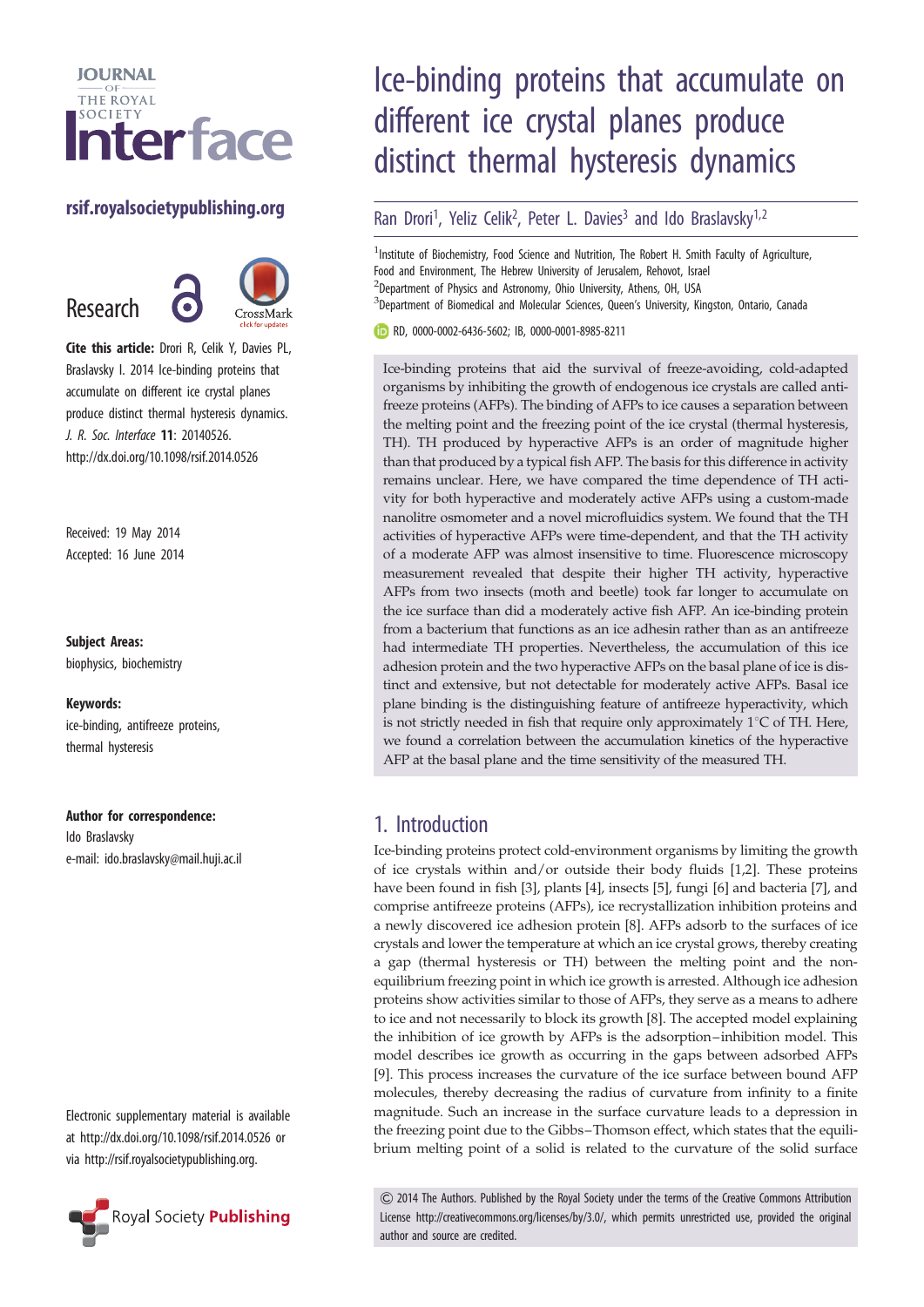# Ice-binding proteins that accumulate on different ice crystal planes produce distinct thermal hysteresis dynamics

Ran Drori[1], Yeliz Celik[2], Peter L. Davies[3] and Ido Braslavsky[1,2]

[1]Institute of Biochemistry, Food Science and Nutrition, The Robert H. Smith Faculty of Agriculture, Food and Environment, The Hebrew University of Jerusalem, Rehovot, Israel
[2]Department of Physics and Astronomy, Ohio University, Athens, OH, USA
[3]Department of Biomedical and Molecular Sciences, Queen's University, Kingston, Ontario, Canada

RD, 0000-0002-6436-5602; IB, 0000-0001-8985-8211

rsif.royalsocietypublishing.org

Research

**Cite this article:** Drori R, Celik Y, Davies PL, Braslavsky I. 2014 Ice-binding proteins that accumulate on different ice crystal planes produce distinct thermal hysteresis dynamics. *J. R. Soc. Interface* **11**: 20140526. http://dx.doi.org/10.1098/rsif.2014.0526

Received: 19 May 2014
Accepted: 16 June 2014

**Subject Areas:**
biophysics, biochemistry

**Keywords:**
ice-binding, antifreeze proteins, thermal hysteresis

**Author for correspondence:**
Ido Braslavsky
e-mail: ido.braslavsky@mail.huji.ac.il

Electronic supplementary material is available at http://dx.doi.org/10.1098/rsif.2014.0526 or via http://rsif.royalsocietypublishing.org.

Ice-binding proteins that aid the survival of freeze-avoiding, cold-adapted organisms by inhibiting the growth of endogenous ice crystals are called antifreeze proteins (AFPs). The binding of AFPs to ice causes a separation between the melting point and the freezing point of the ice crystal (thermal hysteresis, TH). TH produced by hyperactive AFPs is an order of magnitude higher than that produced by a typical fish AFP. The basis for this difference in activity remains unclear. Here, we have compared the time dependence of TH activity for both hyperactive and moderately active AFPs using a custom-made nanolitre osmometer and a novel microfluidics system. We found that the TH activities of hyperactive AFPs were time-dependent, and that the TH activity of a moderate AFP was almost insensitive to time. Fluorescence microscopy measurement revealed that despite their higher TH activity, hyperactive AFPs from two insects (moth and beetle) took far longer to accumulate on the ice surface than did a moderately active fish AFP. An ice-binding protein from a bacterium that functions as an ice adhesin rather than as an antifreeze had intermediate TH properties. Nevertheless, the accumulation of this ice adhesion protein and the two hyperactive AFPs on the basal plane of ice is distinct and extensive, but not detectable for moderately active AFPs. Basal ice plane binding is the distinguishing feature of antifreeze hyperactivity, which is not strictly needed in fish that require only approximately 1°C of TH. Here, we found a correlation between the accumulation kinetics of the hyperactive AFP at the basal plane and the time sensitivity of the measured TH.

## 1. Introduction

Ice-binding proteins protect cold-environment organisms by limiting the growth of ice crystals within and/or outside their body fluids [1,2]. These proteins have been found in fish [3], plants [4], insects [5], fungi [6] and bacteria [7], and comprise antifreeze proteins (AFPs), ice recrystallization inhibition proteins and a newly discovered ice adhesion protein [8]. AFPs adsorb to the surfaces of ice crystals and lower the temperature at which an ice crystal grows, thereby creating a gap (thermal hysteresis or TH) between the melting point and the non-equilibrium freezing point in which ice growth is arrested. Although ice adhesion proteins show activities similar to those of AFPs, they serve as a means to adhere to ice and not necessarily to block its growth [8]. The accepted model explaining the inhibition of ice growth by AFPs is the adsorption–inhibition model. This model describes ice growth as occurring in the gaps between adsorbed AFPs [9]. This process increases the curvature of the ice surface between bound AFP molecules, thereby decreasing the radius of curvature from infinity to a finite magnitude. Such an increase in the surface curvature leads to a depression in the freezing point due to the Gibbs–Thomson effect, which states that the equilibrium melting point of a solid is related to the curvature of the solid surface

© 2014 The Authors. Published by the Royal Society under the terms of the Creative Commons Attribution License http://creativecommons.org/licenses/by/3.0/, which permits unrestricted use, provided the original author and source are credited.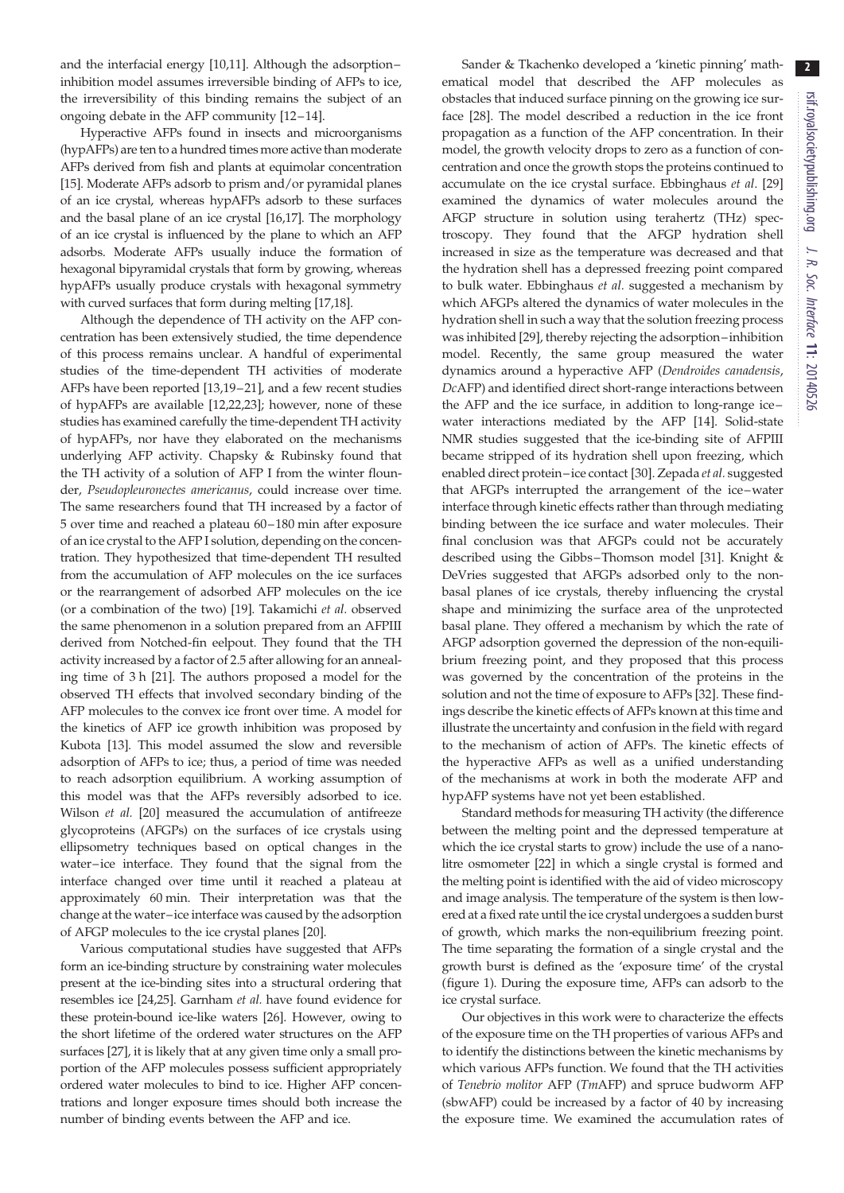and the interfacial energy [10,11]. Although the adsorption–inhibition model assumes irreversible binding of AFPs to ice, the irreversibility of this binding remains the subject of an ongoing debate in the AFP community [12–14].

Hyperactive AFPs found in insects and microorganisms (hypAFPs) are ten to a hundred times more active than moderate AFPs derived from fish and plants at equimolar concentration [15]. Moderate AFPs adsorb to prism and/or pyramidal planes of an ice crystal, whereas hypAFPs adsorb to these surfaces and the basal plane of an ice crystal [16,17]. The morphology of an ice crystal is influenced by the plane to which an AFP adsorbs. Moderate AFPs usually induce the formation of hexagonal bipyramidal crystals that form by growing, whereas hypAFPs usually produce crystals with hexagonal symmetry with curved surfaces that form during melting [17,18].

Although the dependence of TH activity on the AFP concentration has been extensively studied, the time dependence of this process remains unclear. A handful of experimental studies of the time-dependent TH activities of moderate AFPs have been reported [13,19–21], and a few recent studies of hypAFPs are available [12,22,23]; however, none of these studies has examined carefully the time-dependent TH activity of hypAFPs, nor have they elaborated on the mechanisms underlying AFP activity. Chapsky & Rubinsky found that the TH activity of a solution of AFP I from the winter flounder, *Pseudopleuronectes americanus*, could increase over time. The same researchers found that TH increased by a factor of 5 over time and reached a plateau 60–180 min after exposure of an ice crystal to the AFP I solution, depending on the concentration. They hypothesized that time-dependent TH resulted from the accumulation of AFP molecules on the ice surfaces or the rearrangement of adsorbed AFP molecules on the ice (or a combination of the two) [19]. Takamichi *et al.* observed the same phenomenon in a solution prepared from an AFPIII derived from Notched-fin eelpout. They found that the TH activity increased by a factor of 2.5 after allowing for an annealing time of 3 h [21]. The authors proposed a model for the observed TH effects that involved secondary binding of the AFP molecules to the convex ice front over time. A model for the kinetics of AFP ice growth inhibition was proposed by Kubota [13]. This model assumed the slow and reversible adsorption of AFPs to ice; thus, a period of time was needed to reach adsorption equilibrium. A working assumption of this model was that the AFPs reversibly adsorbed to ice. Wilson *et al.* [20] measured the accumulation of antifreeze glycoproteins (AFGPs) on the surfaces of ice crystals using ellipsometry techniques based on optical changes in the water–ice interface. They found that the signal from the interface changed over time until it reached a plateau at approximately 60 min. Their interpretation was that the change at the water–ice interface was caused by the adsorption of AFGP molecules to the ice crystal planes [20].

Various computational studies have suggested that AFPs form an ice-binding structure by constraining water molecules present at the ice-binding sites into a structural ordering that resembles ice [24,25]. Garnham *et al.* have found evidence for these protein-bound ice-like waters [26]. However, owing to the short lifetime of the ordered water structures on the AFP surfaces [27], it is likely that at any given time only a small proportion of the AFP molecules possess sufficient appropriately ordered water molecules to bind to ice. Higher AFP concentrations and longer exposure times should both increase the number of binding events between the AFP and ice.

Sander & Tkachenko developed a 'kinetic pinning' mathematical model that described the AFP molecules as obstacles that induced surface pinning on the growing ice surface [28]. The model described a reduction in the ice front propagation as a function of the AFP concentration. In their model, the growth velocity drops to zero as a function of concentration and once the growth stops the proteins continued to accumulate on the ice crystal surface. Ebbinghaus *et al.* [29] examined the dynamics of water molecules around the AFGP structure in solution using terahertz (THz) spectroscopy. They found that the AFGP hydration shell increased in size as the temperature was decreased and that the hydration shell has a depressed freezing point compared to bulk water. Ebbinghaus *et al.* suggested a mechanism by which AFGPs altered the dynamics of water molecules in the hydration shell in such a way that the solution freezing process was inhibited [29], thereby rejecting the adsorption–inhibition model. Recently, the same group measured the water dynamics around a hyperactive AFP (*Dendroides canadensis*, *Dc*AFP) and identified direct short-range interactions between the AFP and the ice surface, in addition to long-range ice–water interactions mediated by the AFP [14]. Solid-state NMR studies suggested that the ice-binding site of AFPIII became stripped of its hydration shell upon freezing, which enabled direct protein–ice contact [30]. Zepada *et al.* suggested that AFGPs interrupted the arrangement of the ice–water interface through kinetic effects rather than through mediating binding between the ice surface and water molecules. Their final conclusion was that AFGPs could not be accurately described using the Gibbs–Thomson model [31]. Knight & DeVries suggested that AFGPs adsorbed only to the non-basal planes of ice crystals, thereby influencing the crystal shape and minimizing the surface area of the unprotected basal plane. They offered a mechanism by which the rate of AFGP adsorption governed the depression of the non-equilibrium freezing point, and they proposed that this process was governed by the concentration of the proteins in the solution and not the time of exposure to AFPs [32]. These findings describe the kinetic effects of AFPs known at this time and illustrate the uncertainty and confusion in the field with regard to the mechanism of action of AFPs. The kinetic effects of the hyperactive AFPs as well as a unified understanding of the mechanisms at work in both the moderate AFP and hypAFP systems have not yet been established.

Standard methods for measuring TH activity (the difference between the melting point and the depressed temperature at which the ice crystal starts to grow) include the use of a nanolitre osmometer [22] in which a single crystal is formed and the melting point is identified with the aid of video microscopy and image analysis. The temperature of the system is then lowered at a fixed rate until the ice crystal undergoes a sudden burst of growth, which marks the non-equilibrium freezing point. The time separating the formation of a single crystal and the growth burst is defined as the 'exposure time' of the crystal (figure 1). During the exposure time, AFPs can adsorb to the ice crystal surface.

Our objectives in this work were to characterize the effects of the exposure time on the TH properties of various AFPs and to identify the distinctions between the kinetic mechanisms by which various AFPs function. We found that the TH activities of *Tenebrio molitor* AFP (*Tm*AFP) and spruce budworm AFP (sbwAFP) could be increased by a factor of 40 by increasing the exposure time. We examined the accumulation rates of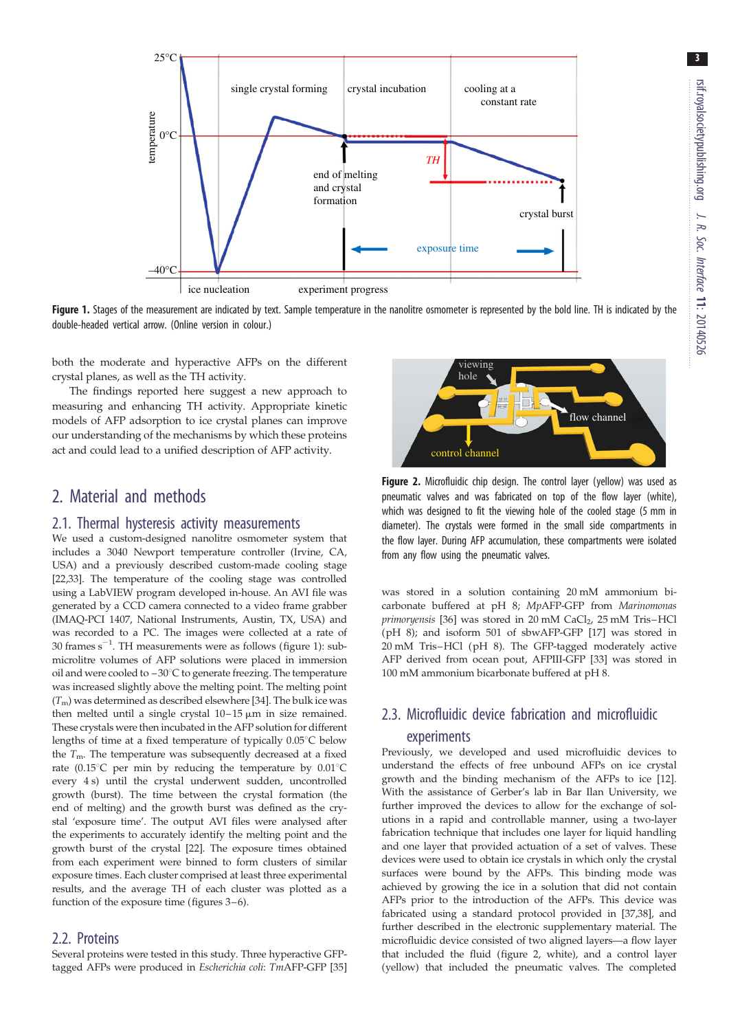Figure 1. Stages of the measurement are indicated by text. Sample temperature in the nanolitre osmometer is represented by the bold line. TH is indicated by the double-headed vertical arrow. (Online version in colour.)

both the moderate and hyperactive AFPs on the different crystal planes, as well as the TH activity.

The findings reported here suggest a new approach to measuring and enhancing TH activity. Appropriate kinetic models of AFP adsorption to ice crystal planes can improve our understanding of the mechanisms by which these proteins act and could lead to a unified description of AFP activity.

## 2. Material and methods

### 2.1. Thermal hysteresis activity measurements

We used a custom-designed nanolitre osmometer system that includes a 3040 Newport temperature controller (Irvine, CA, USA) and a previously described custom-made cooling stage [22,33]. The temperature of the cooling stage was controlled using a LabVIEW program developed in-house. An AVI file was generated by a CCD camera connected to a video frame grabber (IMAQ-PCI 1407, National Instruments, Austin, TX, USA) and was recorded to a PC. The images were collected at a rate of 30 frames $s^{-1}$. TH measurements were as follows (figure 1): sub-microlitre volumes of AFP solutions were placed in immersion oil and were cooled to $-30^{\circ}C$ to generate freezing. The temperature was increased slightly above the melting point. The melting point ($T_m$) was determined as described elsewhere [34]. The bulk ice was then melted until a single crystal 10–15 μm in size remained. These crystals were then incubated in the AFP solution for different lengths of time at a fixed temperature of typically $0.05^{\circ}C$ below the $T_m$. The temperature was subsequently decreased at a fixed rate ($0.15^{\circ}C$ per min by reducing the temperature by $0.01^{\circ}C$ every 4 s) until the crystal underwent sudden, uncontrolled growth (burst). The time between the crystal formation (the end of melting) and the growth burst was defined as the crystal 'exposure time'. The output AVI files were analysed after the experiments to accurately identify the melting point and the growth burst of the crystal [22]. The exposure times obtained from each experiment were binned to form clusters of similar exposure times. Each cluster comprised at least three experimental results, and the average TH of each cluster was plotted as a function of the exposure time (figures 3–6).

### 2.2. Proteins

Several proteins were tested in this study. Three hyperactive GFP-tagged AFPs were produced in *Escherichia coli*: *Tm*AFP-GFP [35] was stored in a solution containing 20 mM ammonium bicarbonate buffered at pH 8; *Mp*AFP-GFP from *Marinomonas primoryensis* [36] was stored in 20 mM $CaCl_2$, 25 mM Tris–HCl (pH 8); and isoform 501 of sbwAFP-GFP [17] was stored in 20 mM Tris–HCl (pH 8). The GFP-tagged moderately active AFP derived from ocean pout, AFPIII-GFP [33] was stored in 100 mM ammonium bicarbonate buffered at pH 8.

Figure 2. Microfluidic chip design. The control layer (yellow) was used as pneumatic valves and was fabricated on top of the flow layer (white), which was designed to fit the viewing hole of the cooled stage (5 mm in diameter). The crystals were formed in the small side compartments in the flow layer. During AFP accumulation, these compartments were isolated from any flow using the pneumatic valves.

### 2.3. Microfluidic device fabrication and microfluidic experiments

Previously, we developed and used microfluidic devices to understand the effects of free unbound AFPs on ice crystal growth and the binding mechanism of the AFPs to ice [12]. With the assistance of Gerber's lab in Bar Ilan University, we further improved the devices to allow for the exchange of solutions in a rapid and controllable manner, using a two-layer fabrication technique that includes one layer for liquid handling and one layer that provided actuation of a set of valves. These devices were used to obtain ice crystals in which only the crystal surfaces were bound by the AFPs. This binding mode was achieved by growing the ice in a solution that did not contain AFPs prior to the introduction of the AFPs. This device was fabricated using a standard protocol provided in [37,38], and further described in the electronic supplementary material. The microfluidic device consisted of two aligned layers—a flow layer that included the fluid (figure 2, white), and a control layer (yellow) that included the pneumatic valves. The completed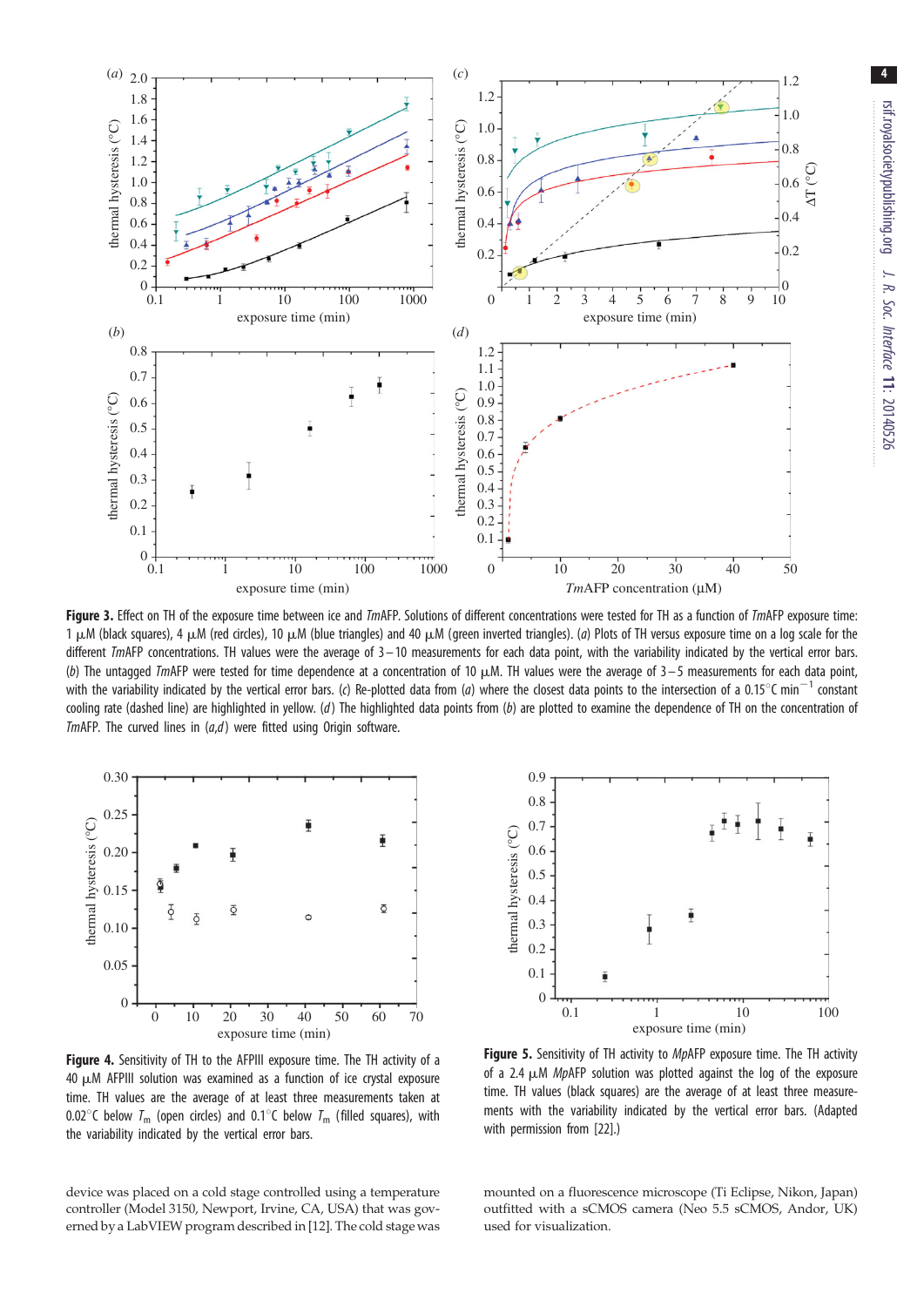**Figure 3.** Effect on TH of the exposure time between ice and *Tm*AFP. Solutions of different concentrations were tested for TH as a function of *Tm*AFP exposure time: 1 μM (black squares), 4 μM (red circles), 10 μM (blue triangles) and 40 μM (green inverted triangles). (*a*) Plots of TH versus exposure time on a log scale for the different *Tm*AFP concentrations. TH values were the average of 3–10 measurements for each data point, with the variability indicated by the vertical error bars. (*b*) The untagged *Tm*AFP were tested for time dependence at a concentration of 10 μM. TH values were the average of 3–5 measurements for each data point, with the variability indicated by the vertical error bars. (*c*) Re-plotted data from (*a*) where the closest data points to the intersection of a 0.15°C $min^{-1}$ constant cooling rate (dashed line) are highlighted in yellow. (*d*) The highlighted data points from (*b*) are plotted to examine the dependence of TH on the concentration of *Tm*AFP. The curved lines in (*a,d*) were fitted using Origin software.

**Figure 4.** Sensitivity of TH to the AFPIII exposure time. The TH activity of a 40 μM AFPIII solution was examined as a function of ice crystal exposure time. TH values are the average of at least three measurements taken at 0.02°C below $T_m$ (open circles) and 0.1°C below $T_m$ (filled squares), with the variability indicated by the vertical error bars.

**Figure 5.** Sensitivity of TH activity to *Mp*AFP exposure time. The TH activity of a 2.4 μM *Mp*AFP solution was plotted against the log of the exposure time. TH values (black squares) are the average of at least three measurements with the variability indicated by the vertical error bars. (Adapted with permission from [22].)

device was placed on a cold stage controlled using a temperature controller (Model 3150, Newport, Irvine, CA, USA) that was governed by a LabVIEW program described in [12]. The cold stage was mounted on a fluorescence microscope (Ti Eclipse, Nikon, Japan) outfitted with a sCMOS camera (Neo 5.5 sCMOS, Andor, UK) used for visualization.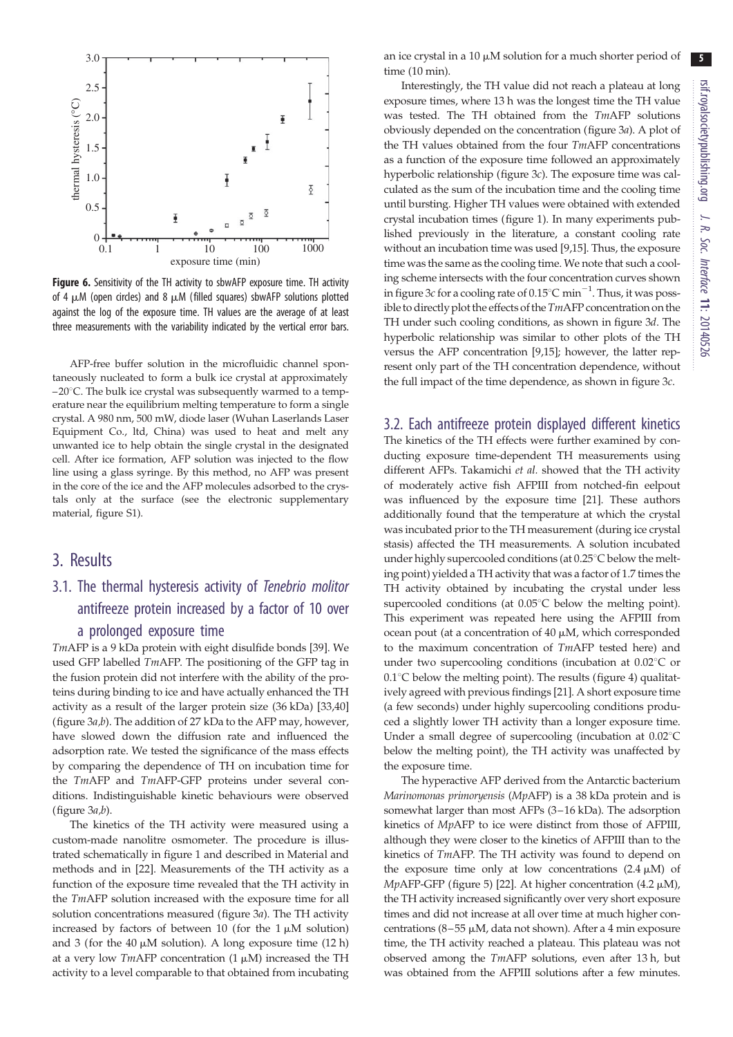**Figure 6.** Sensitivity of the TH activity to sbwAFP exposure time. TH activity of 4 μM (open circles) and 8 μM (filled squares) sbwAFP solutions plotted against the log of the exposure time. TH values are the average of at least three measurements with the variability indicated by the vertical error bars.

AFP-free buffer solution in the microfluidic channel spontaneously nucleated to form a bulk ice crystal at approximately −20°C. The bulk ice crystal was subsequently warmed to a temperature near the equilibrium melting temperature to form a single crystal. A 980 nm, 500 mW, diode laser (Wuhan Laserlands Laser Equipment Co., ltd, China) was used to heat and melt any unwanted ice to help obtain the single crystal in the designated cell. After ice formation, AFP solution was injected to the flow line using a glass syringe. By this method, no AFP was present in the core of the ice and the AFP molecules adsorbed to the crystals only at the surface (see the electronic supplementary material, figure S1).

# 3. Results

## 3.1. The thermal hysteresis activity of *Tenebrio molitor* antifreeze protein increased by a factor of 10 over a prolonged exposure time

*Tm*AFP is a 9 kDa protein with eight disulfide bonds [39]. We used GFP labelled *Tm*AFP. The positioning of the GFP tag in the fusion protein did not interfere with the ability of the proteins during binding to ice and have actually enhanced the TH activity as a result of the larger protein size (36 kDa) [33,40] (figure 3*a*,*b*). The addition of 27 kDa to the AFP may, however, have slowed down the diffusion rate and influenced the adsorption rate. We tested the significance of the mass effects by comparing the dependence of TH on incubation time for the *Tm*AFP and *Tm*AFP-GFP proteins under several conditions. Indistinguishable kinetic behaviours were observed (figure 3*a*,*b*).

The kinetics of the TH activity were measured using a custom-made nanolitre osmometer. The procedure is illustrated schematically in figure 1 and described in Material and methods and in [22]. Measurements of the TH activity as a function of the exposure time revealed that the TH activity in the *Tm*AFP solution increased with the exposure time for all solution concentrations measured (figure 3*a*). The TH activity increased by factors of between 10 (for the 1 μM solution) and 3 (for the 40 μM solution). A long exposure time (12 h) at a very low *Tm*AFP concentration (1 μM) increased the TH activity to a level comparable to that obtained from incubating an ice crystal in a 10 μM solution for a much shorter period of time (10 min).

Interestingly, the TH value did not reach a plateau at long exposure times, where 13 h was the longest time the TH value was tested. The TH obtained from the *Tm*AFP solutions obviously depended on the concentration (figure 3*a*). A plot of the TH values obtained from the four *Tm*AFP concentrations as a function of the exposure time followed an approximately hyperbolic relationship (figure 3*c*). The exposure time was calculated as the sum of the incubation time and the cooling time until bursting. Higher TH values were obtained with extended crystal incubation times (figure 1). In many experiments published previously in the literature, a constant cooling rate without an incubation time was used [9,15]. Thus, the exposure time was the same as the cooling time. We note that such a cooling scheme intersects with the four concentration curves shown in figure 3*c* for a cooling rate of 0.15°C $min^{-1}$. Thus, it was possible to directly plot the effects of the *Tm*AFP concentration on the TH under such cooling conditions, as shown in figure 3*d*. The hyperbolic relationship was similar to other plots of the TH versus the AFP concentration [9,15]; however, the latter represent only part of the TH concentration dependence, without the full impact of the time dependence, as shown in figure 3*c*.

## 3.2. Each antifreeze protein displayed different kinetics

The kinetics of the TH effects were further examined by conducting exposure time-dependent TH measurements using different AFPs. Takamichi *et al.* showed that the TH activity of moderately active fish AFPIII from notched-fin eelpout was influenced by the exposure time [21]. These authors additionally found that the temperature at which the crystal was incubated prior to the TH measurement (during ice crystal stasis) affected the TH measurements. A solution incubated under highly supercooled conditions (at 0.25°C below the melting point) yielded a TH activity that was a factor of 1.7 times the TH activity obtained by incubating the crystal under less supercooled conditions (at 0.05°C below the melting point). This experiment was repeated here using the AFPIII from ocean pout (at a concentration of 40 μM, which corresponded to the maximum concentration of *Tm*AFP tested here) and under two supercooling conditions (incubation at 0.02°C or 0.1°C below the melting point). The results (figure 4) qualitatively agreed with previous findings [21]. A short exposure time (a few seconds) under highly supercooling conditions produced a slightly lower TH activity than a longer exposure time. Under a small degree of supercooling (incubation at 0.02°C below the melting point), the TH activity was unaffected by the exposure time.

The hyperactive AFP derived from the Antarctic bacterium *Marinomonas primoryensis* (*Mp*AFP) is a 38 kDa protein and is somewhat larger than most AFPs (3–16 kDa). The adsorption kinetics of *Mp*AFP to ice were distinct from those of AFPIII, although they were closer to the kinetics of AFPIII than to the kinetics of *Tm*AFP. The TH activity was found to depend on the exposure time only at low concentrations (2.4 μM) of *Mp*AFP-GFP (figure 5) [22]. At higher concentration (4.2 μM), the TH activity increased significantly over very short exposure times and did not increase at all over time at much higher concentrations (8–55 μM, data not shown). After a 4 min exposure time, the TH activity reached a plateau. This plateau was not observed among the *Tm*AFP solutions, even after 13 h, but was obtained from the AFPIII solutions after a few minutes.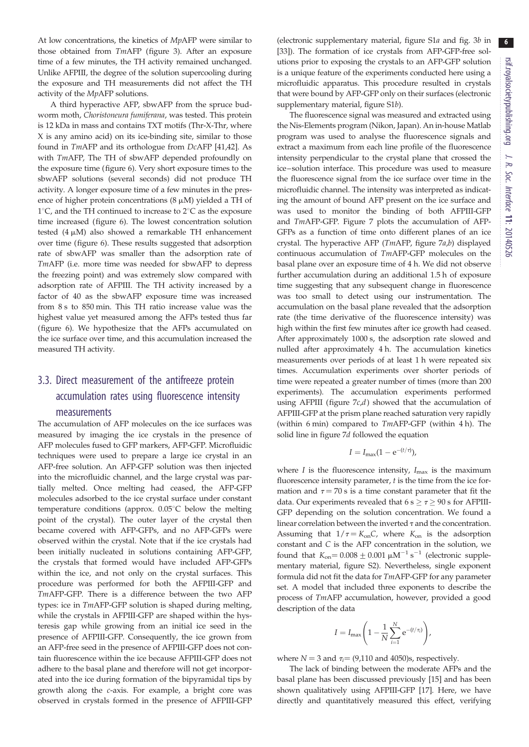At low concentrations, the kinetics of *Mp*AFP were similar to those obtained from *Tm*AFP (figure 3). After an exposure time of a few minutes, the TH activity remained unchanged. Unlike AFPIII, the degree of the solution supercooling during the exposure and TH measurements did not affect the TH activity of the *Mp*AFP solutions.

A third hyperactive AFP, sbwAFP from the spruce budworm moth, *Choristoneura fumiferana*, was tested. This protein is 12 kDa in mass and contains TXT motifs (Thr-X-Thr, where X is any amino acid) on its ice-binding site, similar to those found in *Tm*AFP and its orthologue from *Dc*AFP [41,42]. As with *Tm*AFP, The TH of sbwAFP depended profoundly on the exposure time (figure 6). Very short exposure times to the sbwAFP solutions (several seconds) did not produce TH activity. A longer exposure time of a few minutes in the presence of higher protein concentrations (8 μM) yielded a TH of 1°C, and the TH continued to increase to 2°C as the exposure time increased (figure 6). The lowest concentration solution tested (4 μM) also showed a remarkable TH enhancement over time (figure 6). These results suggested that adsorption rate of sbwAFP was smaller than the adsorption rate of *Tm*AFP (i.e. more time was needed for sbwAFP to depress the freezing point) and was extremely slow compared with adsorption rate of AFPIII. The TH activity increased by a factor of 40 as the sbwAFP exposure time was increased from 8 s to 850 min. This TH ratio increase value was the highest value yet measured among the AFPs tested thus far (figure 6). We hypothesize that the AFPs accumulated on the ice surface over time, and this accumulation increased the measured TH activity.

## 3.3. Direct measurement of the antifreeze protein accumulation rates using fluorescence intensity measurements

The accumulation of AFP molecules on the ice surfaces was measured by imaging the ice crystals in the presence of AFP molecules fused to GFP markers, AFP-GFP. Microfluidic techniques were used to prepare a large ice crystal in an AFP-free solution. An AFP-GFP solution was then injected into the microfluidic channel, and the large crystal was partially melted. Once melting had ceased, the AFP-GFP molecules adsorbed to the ice crystal surface under constant temperature conditions (approx. 0.05°C below the melting point of the crystal). The outer layer of the crystal then became covered with AFP-GFPs, and no AFP-GFPs were observed within the crystal. Note that if the ice crystals had been initially nucleated in solutions containing AFP-GFP, the crystals that formed would have included AFP-GFPs within the ice, and not only on the crystal surfaces. This procedure was performed for both the AFPIII-GFP and *Tm*AFP-GFP. There is a difference between the two AFP types: ice in *Tm*AFP-GFP solution is shaped during melting, while the crystals in AFPIII-GFP are shaped within the hysteresis gap while growing from an initial ice seed in the presence of AFPIII-GFP. Consequently, the ice grown from an AFP-free seed in the presence of AFPIII-GFP does not contain fluorescence within the ice because AFPIII-GFP does not adhere to the basal plane and therefore will not get incorporated into the ice during formation of the bipyramidal tips by growth along the *c*-axis. For example, a bright core was observed in crystals formed in the presence of AFPIII-GFP (electronic supplementary material, figure S1*a* and fig. 3*b* in [33]). The formation of ice crystals from AFP-GFP-free solutions prior to exposing the crystals to an AFP-GFP solution is a unique feature of the experiments conducted here using a microfluidic apparatus. This procedure resulted in crystals that were bound by AFP-GFP only on their surfaces (electronic supplementary material, figure S1*b*).

The fluorescence signal was measured and extracted using the Nis-Elements program (Nikon, Japan). An in-house Matlab program was used to analyse the fluorescence signals and extract a maximum from each line profile of the fluorescence intensity perpendicular to the crystal plane that crossed the ice–solution interface. This procedure was used to measure the fluorescence signal from the ice surface over time in the microfluidic channel. The intensity was interpreted as indicating the amount of bound AFP present on the ice surface and was used to monitor the binding of both AFPIII-GFP and *Tm*AFP-GFP. Figure 7 plots the accumulation of AFP-GFPs as a function of time onto different planes of an ice crystal. The hyperactive AFP (*Tm*AFP, figure 7*a*,*b*) displayed continuous accumulation of *Tm*AFP-GFP molecules on the basal plane over an exposure time of 4 h. We did not observe further accumulation during an additional 1.5 h of exposure time suggesting that any subsequent change in fluorescence was too small to detect using our instrumentation. The accumulation on the basal plane revealed that the adsorption rate (the time derivative of the fluorescence intensity) was high within the first few minutes after ice growth had ceased. After approximately 1000 s, the adsorption rate slowed and nulled after approximately 4 h. The accumulation kinetics measurements over periods of at least 1 h were repeated six times. Accumulation experiments over shorter periods of time were repeated a greater number of times (more than 200 experiments). The accumulation experiments performed using AFPIII (figure 7*c*,*d*) showed that the accumulation of AFPIII-GFP at the prism plane reached saturation very rapidly (within 6 min) compared to *Tm*AFP-GFP (within 4 h). The solid line in figure 7*d* follows the equation

$$I = I_{\max}(1 - e^{-(t/\tau)}),$$

where $I$ is the fluorescence intensity, $I_{\max}$ is the maximum fluorescence intensity parameter, $t$ is the time from the ice formation and $\tau = 70$ s is a time constant parameter that fit the data. Our experiments revealed that $6\ \text{s} \geq \tau \geq 90\ \text{s}$ for AFPIII-GFP depending on the solution concentration. We found a linear correlation between the inverted $\tau$ and the concentration. Assuming that $1/\tau = K_{on}C$, where $K_{on}$ is the adsorption constant and $C$ is the AFP concentration in the solution, we found that $K_{on} = 0.008 \pm 0.001\ \mu\text{M}^{-1}\ \text{s}^{-1}$ (electronic supplementary material, figure S2). Nevertheless, single exponent formula did not fit the data for *Tm*AFP-GFP for any parameter set. A model that included three exponents to describe the process of *Tm*AFP accumulation, however, provided a good description of the data

$$I = I_{\max}\left(1 - \frac{1}{N}\sum_{i=1}^{N} e^{-(t/\tau_i)}\right),$$

where $N = 3$ and $\tau_i = (9{,}110 \text{ and } 4050)$s, respectively.

The lack of binding between the moderate AFPs and the basal plane has been discussed previously [15] and has been shown qualitatively using AFPIII-GFP [17]. Here, we have directly and quantitatively measured this effect, verifying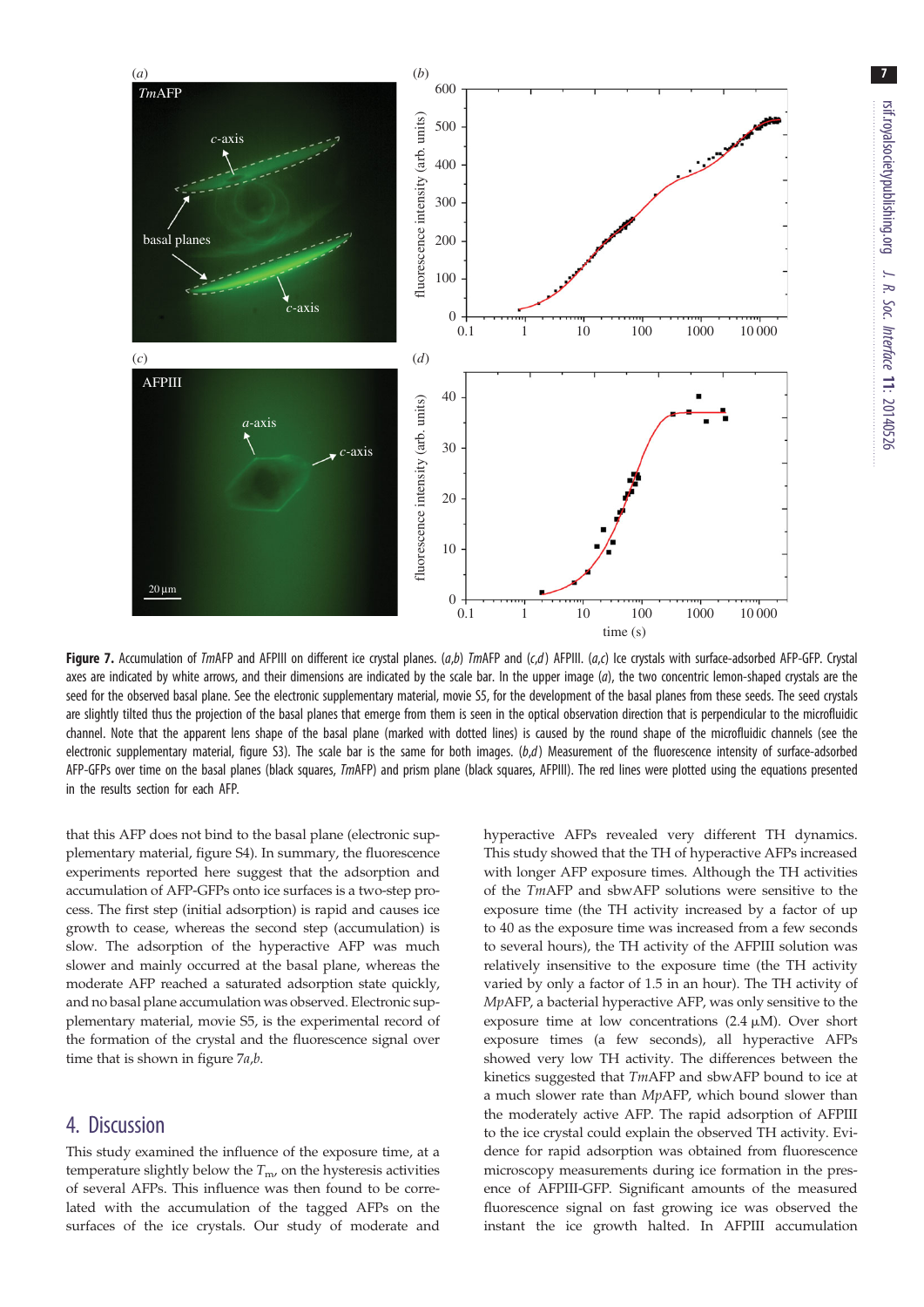**Figure 7.** Accumulation of *Tm*AFP and AFPIII on different ice crystal planes. (*a*,*b*) *Tm*AFP and (*c*,*d*) AFPIII. (*a*,*c*) Ice crystals with surface-adsorbed AFP-GFP. Crystal axes are indicated by white arrows, and their dimensions are indicated by the scale bar. In the upper image (*a*), the two concentric lemon-shaped crystals are the seed for the observed basal plane. See the electronic supplementary material, movie S5, for the development of the basal planes from these seeds. The seed crystals are slightly tilted thus the projection of the basal planes that emerge from them is seen in the optical observation direction that is perpendicular to the microfluidic channel. Note that the apparent lens shape of the basal plane (marked with dotted lines) is caused by the round shape of the microfluidic channels (see the electronic supplementary material, figure S3). The scale bar is the same for both images. (*b*,*d*) Measurement of the fluorescence intensity of surface-adsorbed AFP-GFPs over time on the basal planes (black squares, *Tm*AFP) and prism plane (black squares, AFPIII). The red lines were plotted using the equations presented in the results section for each AFP.

that this AFP does not bind to the basal plane (electronic supplementary material, figure S4). In summary, the fluorescence experiments reported here suggest that the adsorption and accumulation of AFP-GFPs onto ice surfaces is a two-step process. The first step (initial adsorption) is rapid and causes ice growth to cease, whereas the second step (accumulation) is slow. The adsorption of the hyperactive AFP was much slower and mainly occurred at the basal plane, whereas the moderate AFP reached a saturated adsorption state quickly, and no basal plane accumulation was observed. Electronic supplementary material, movie S5, is the experimental record of the formation of the crystal and the fluorescence signal over time that is shown in figure 7*a*,*b*.

## 4. Discussion

This study examined the influence of the exposure time, at a temperature slightly below the $T_m$, on the hysteresis activities of several AFPs. This influence was then found to be correlated with the accumulation of the tagged AFPs on the surfaces of the ice crystals. Our study of moderate and hyperactive AFPs revealed very different TH dynamics. This study showed that the TH of hyperactive AFPs increased with longer AFP exposure times. Although the TH activities of the *Tm*AFP and sbwAFP solutions were sensitive to the exposure time (the TH activity increased by a factor of up to 40 as the exposure time was increased from a few seconds to several hours), the TH activity of the AFPIII solution was relatively insensitive to the exposure time (the TH activity varied by only a factor of 1.5 in an hour). The TH activity of *Mp*AFP, a bacterial hyperactive AFP, was only sensitive to the exposure time at low concentrations (2.4 μM). Over short exposure times (a few seconds), all hyperactive AFPs showed very low TH activity. The differences between the kinetics suggested that *Tm*AFP and sbwAFP bound to ice at a much slower rate than *Mp*AFP, which bound slower than the moderately active AFP. The rapid adsorption of AFPIII to the ice crystal could explain the observed TH activity. Evidence for rapid adsorption was obtained from fluorescence microscopy measurements during ice formation in the presence of AFPIII-GFP. Significant amounts of the measured fluorescence signal on fast growing ice was observed the instant the ice growth halted. In AFPIII accumulation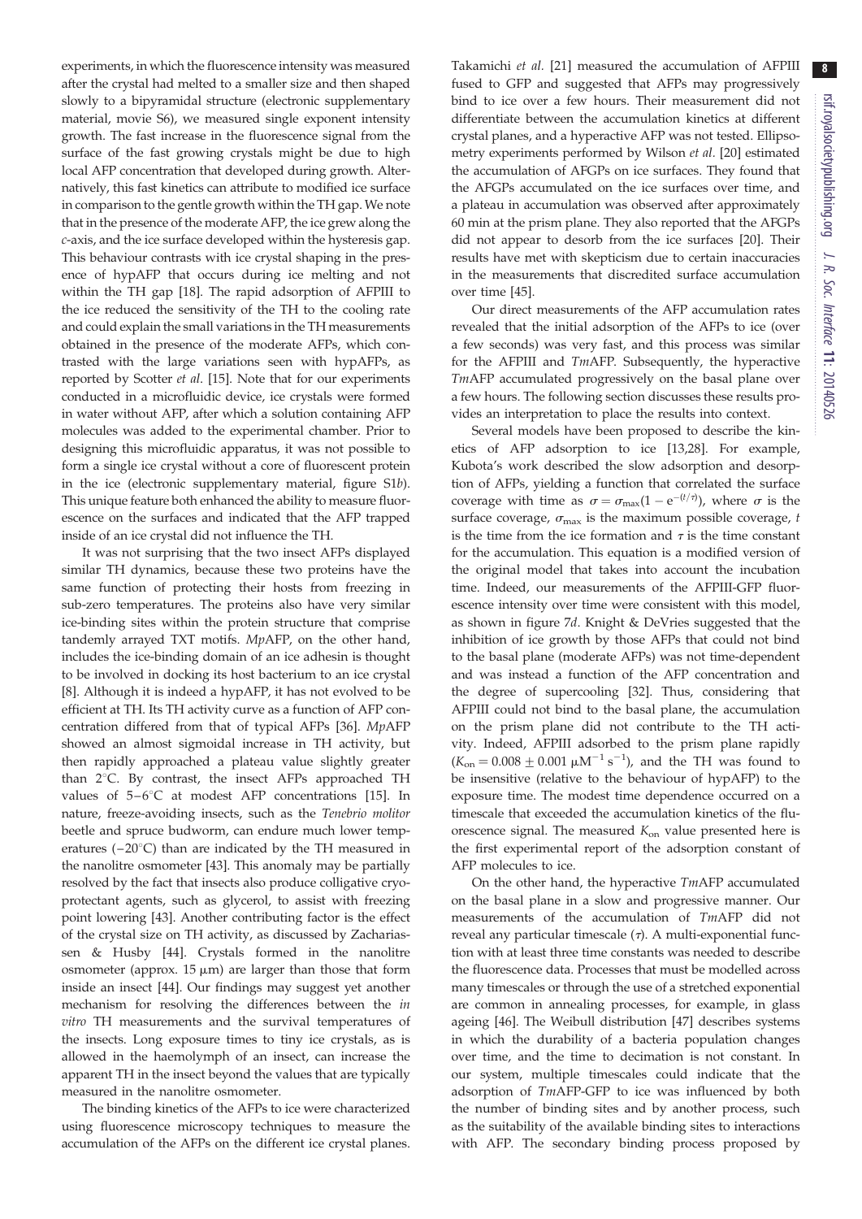experiments, in which the fluorescence intensity was measured after the crystal had melted to a smaller size and then shaped slowly to a bipyramidal structure (electronic supplementary material, movie S6), we measured single exponent intensity growth. The fast increase in the fluorescence signal from the surface of the fast growing crystals might be due to high local AFP concentration that developed during growth. Alternatively, this fast kinetics can attribute to modified ice surface in comparison to the gentle growth within the TH gap. We note that in the presence of the moderate AFP, the ice grew along the *c*-axis, and the ice surface developed within the hysteresis gap. This behaviour contrasts with ice crystal shaping in the presence of hypAFP that occurs during ice melting and not within the TH gap [18]. The rapid adsorption of AFPIII to the ice reduced the sensitivity of the TH to the cooling rate and could explain the small variations in the TH measurements obtained in the presence of the moderate AFPs, which contrasted with the large variations seen with hypAFPs, as reported by Scotter *et al*. [15]. Note that for our experiments conducted in a microfluidic device, ice crystals were formed in water without AFP, after which a solution containing AFP molecules was added to the experimental chamber. Prior to designing this microfluidic apparatus, it was not possible to form a single ice crystal without a core of fluorescent protein in the ice (electronic supplementary material, figure S1*b*). This unique feature both enhanced the ability to measure fluorescence on the surfaces and indicated that the AFP trapped inside of an ice crystal did not influence the TH.

It was not surprising that the two insect AFPs displayed similar TH dynamics, because these two proteins have the same function of protecting their hosts from freezing in sub-zero temperatures. The proteins also have very similar ice-binding sites within the protein structure that comprise tandemly arrayed TXT motifs. *Mp*AFP, on the other hand, includes the ice-binding domain of an ice adhesin is thought to be involved in docking its host bacterium to an ice crystal [8]. Although it is indeed a hypAFP, it has not evolved to be efficient at TH. Its TH activity curve as a function of AFP concentration differed from that of typical AFPs [36]. *Mp*AFP showed an almost sigmoidal increase in TH activity, but then rapidly approached a plateau value slightly greater than 2°C. By contrast, the insect AFPs approached TH values of 5–6°C at modest AFP concentrations [15]. In nature, freeze-avoiding insects, such as the *Tenebrio molitor* beetle and spruce budworm, can endure much lower temperatures (−20°C) than are indicated by the TH measured in the nanolitre osmometer [43]. This anomaly may be partially resolved by the fact that insects also produce colligative cryoprotectant agents, such as glycerol, to assist with freezing point lowering [43]. Another contributing factor is the effect of the crystal size on TH activity, as discussed by Zachariassen & Husby [44]. Crystals formed in the nanolitre osmometer (approx. 15 μm) are larger than those that form inside an insect [44]. Our findings may suggest yet another mechanism for resolving the differences between the *in vitro* TH measurements and the survival temperatures of the insects. Long exposure times to tiny ice crystals, as is allowed in the haemolymph of an insect, can increase the apparent TH in the insect beyond the values that are typically measured in the nanolitre osmometer.

The binding kinetics of the AFPs to ice were characterized using fluorescence microscopy techniques to measure the accumulation of the AFPs on the different ice crystal planes. Takamichi *et al*. [21] measured the accumulation of AFPIII fused to GFP and suggested that AFPs may progressively bind to ice over a few hours. Their measurement did not differentiate between the accumulation kinetics at different crystal planes, and a hyperactive AFP was not tested. Ellipsometry experiments performed by Wilson *et al*. [20] estimated the accumulation of AFGPs on ice surfaces. They found that the AFGPs accumulated on the ice surfaces over time, and a plateau in accumulation was observed after approximately 60 min at the prism plane. They also reported that the AFGPs did not appear to desorb from the ice surfaces [20]. Their results have met with skepticism due to certain inaccuracies in the measurements that discredited surface accumulation over time [45].

Our direct measurements of the AFP accumulation rates revealed that the initial adsorption of the AFPs to ice (over a few seconds) was very fast, and this process was similar for the AFPIII and *Tm*AFP. Subsequently, the hyperactive *Tm*AFP accumulated progressively on the basal plane over a few hours. The following section discusses these results provides an interpretation to place the results into context.

Several models have been proposed to describe the kinetics of AFP adsorption to ice [13,28]. For example, Kubota's work described the slow adsorption and desorption of AFPs, yielding a function that correlated the surface coverage with time as $\sigma = \sigma_{max}(1 - e^{-(t/\tau)})$, where $\sigma$ is the surface coverage, $\sigma_{max}$ is the maximum possible coverage, $t$ is the time from the ice formation and $\tau$ is the time constant for the accumulation. This equation is a modified version of the original model that takes into account the incubation time. Indeed, our measurements of the AFPIII-GFP fluorescence intensity over time were consistent with this model, as shown in figure 7*d*. Knight & DeVries suggested that the inhibition of ice growth by those AFPs that could not bind to the basal plane (moderate AFPs) was not time-dependent and was instead a function of the AFP concentration and the degree of supercooling [32]. Thus, considering that AFPIII could not bind to the basal plane, the accumulation on the prism plane did not contribute to the TH activity. Indeed, AFPIII adsorbed to the prism plane rapidly ($K_{on} = 0.008 \pm 0.001\ \mu M^{-1}\ s^{-1}$), and the TH was found to be insensitive (relative to the behaviour of hypAFP) to the exposure time. The modest time dependence occurred on a timescale that exceeded the accumulation kinetics of the fluorescence signal. The measured $K_{on}$ value presented here is the first experimental report of the adsorption constant of AFP molecules to ice.

On the other hand, the hyperactive *Tm*AFP accumulated on the basal plane in a slow and progressive manner. Our measurements of the accumulation of *Tm*AFP did not reveal any particular timescale ($\tau$). A multi-exponential function with at least three time constants was needed to describe the fluorescence data. Processes that must be modelled across many timescales or through the use of a stretched exponential are common in annealing processes, for example, in glass ageing [46]. The Weibull distribution [47] describes systems in which the durability of a bacteria population changes over time, and the time to decimation is not constant. In our system, multiple timescales could indicate that the adsorption of *Tm*AFP-GFP to ice was influenced by both the number of binding sites and by another process, such as the suitability of the available binding sites to interactions with AFP. The secondary binding process proposed by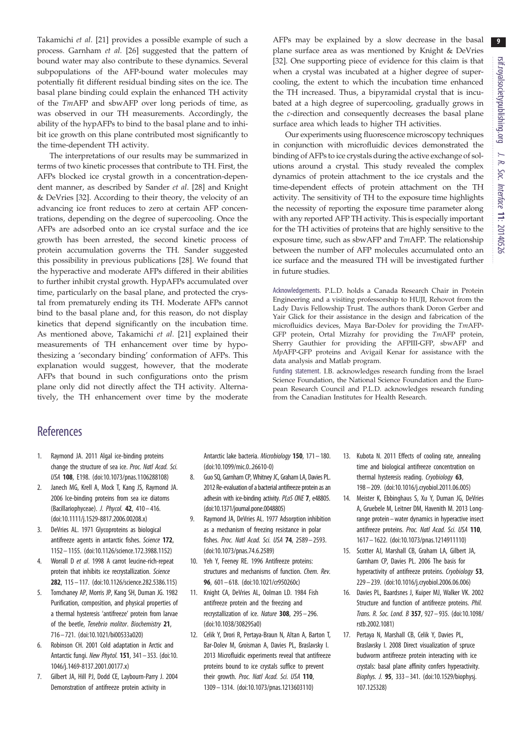Takamichi *et al.* [21] provides a possible example of such a process. Garnham *et al.* [26] suggested that the pattern of bound water may also contribute to these dynamics. Several subpopulations of the AFP-bound water molecules may potentially fit different residual binding sites on the ice. The basal plane binding could explain the enhanced TH activity of the *Tm*AFP and sbwAFP over long periods of time, as was observed in our TH measurements. Accordingly, the ability of the hypAFPs to bind to the basal plane and to inhibit ice growth on this plane contributed most significantly to the time-dependent TH activity.

The interpretations of our results may be summarized in terms of two kinetic processes that contribute to TH. First, the AFPs blocked ice crystal growth in a concentration-dependent manner, as described by Sander *et al*. [28] and Knight & DeVries [32]. According to their theory, the velocity of an advancing ice front reduces to zero at certain AFP concentrations, depending on the degree of supercooling. Once the AFPs are adsorbed onto an ice crystal surface and the ice growth has been arrested, the second kinetic process of protein accumulation governs the TH. Sander suggested this possibility in previous publications [28]. We found that the hyperactive and moderate AFPs differed in their abilities to further inhibit crystal growth. HypAFPs accumulated over time, particularly on the basal plane, and protected the crystal from prematurely ending its TH. Moderate AFPs cannot bind to the basal plane and, for this reason, do not display kinetics that depend significantly on the incubation time. As mentioned above, Takamichi *et al.* [21] explained their measurements of TH enhancement over time by hypothesizing a 'secondary binding' conformation of AFPs. This explanation would suggest, however, that the moderate AFPs that bound in such configurations onto the prism plane only did not directly affect the TH activity. Alternatively, the TH enhancement over time by the moderate AFPs may be explained by a slow decrease in the basal plane surface area as was mentioned by Knight & DeVries [32]. One supporting piece of evidence for this claim is that when a crystal was incubated at a higher degree of supercooling, the extent to which the incubation time enhanced the TH increased. Thus, a bipyramidal crystal that is incubated at a high degree of supercooling, gradually grows in the *c*-direction and consequently decreases the basal plane surface area which leads to higher TH activities.

Our experiments using fluorescence microscopy techniques in conjunction with microfluidic devices demonstrated the binding of AFPs to ice crystals during the active exchange of solutions around a crystal. This study revealed the complex dynamics of protein attachment to the ice crystals and the time-dependent effects of protein attachment on the TH activity. The sensitivity of TH to the exposure time highlights the necessity of reporting the exposure time parameter along with any reported AFP TH activity. This is especially important for the TH activities of proteins that are highly sensitive to the exposure time, such as sbwAFP and *Tm*AFP. The relationship between the number of AFP molecules accumulated onto an ice surface and the measured TH will be investigated further in future studies.

Acknowledgements. P.L.D. holds a Canada Research Chair in Protein Engineering and a visiting professorship to HUJI, Rehovot from the Lady Davis Fellowship Trust. The authors thank Doron Gerber and Yair Glick for their assistance in the design and fabrication of the microfluidics devices, Maya Bar-Dolev for providing the *Tm*AFP-GFP protein, Ortal Mizrahy for providing the *Tm*AFP protein, Sherry Gauthier for providing the AFPIII-GFP, sbwAFP and *Mp*AFP-GFP proteins and Avigail Kenar for assistance with the data analysis and Matlab program.

Funding statement. I.B. acknowledges research funding from the Israel Science Foundation, the National Science Foundation and the European Research Council and P.L.D. acknowledges research funding from the Canadian Institutes for Health Research.

## References

1. Raymond JA. 2011 Algal ice-binding proteins change the structure of sea ice. *Proc. Natl Acad. Sci. USA* **108**, E198. (doi:10.1073/pnas.1106288108)
2. Janech MG, Krell A, Mock T, Kang JS, Raymond JA. 2006 Ice-binding proteins from sea ice diatoms (Bacillariophyceae). *J. Phycol.* **42**, 410–416. (doi:10.1111/j.1529-8817.2006.00208.x)
3. DeVries AL. 1971 Glycoproteins as biological antifreeze agents in antarctic fishes. *Science* **172**, 1152–1155. (doi:10.1126/science.172.3988.1152)
4. Worrall D *et al*. 1998 A carrot leucine-rich-repeat protein that inhibits ice recrystallization. *Science* **282**, 115–117. (doi:10.1126/science.282.5386.115)
5. Tomchaney AP, Morris JP, Kang SH, Duman JG. 1982 Purification, composition, and physical properties of a thermal hysteresis 'antifreeze' protein from larvae of the beetle, *Tenebrio molitor*. *Biochemistry* **21**, 716–721. (doi:10.1021/bi00533a020)
6. Robinson CH. 2001 Cold adaptation in Arctic and Antarctic fungi. *New Phytol.* **151**, 341–353. (doi:10.1046/j.1469-8137.2001.00177.x)
7. Gilbert JA, Hill PJ, Dodd CE, Laybourn-Parry J. 2004 Demonstration of antifreeze protein activity in Antarctic lake bacteria. *Microbiology* **150**, 171–180. (doi:10.1099/mic.0..26610-0)
8. Guo SQ, Garnham CP, Whitney JC, Graham LA, Davies PL. 2012 Re-evaluation of a bacterial antifreeze protein as an adhesin with ice-binding activity. *PLoS ONE* **7**, e48805. (doi:10.1371/journal.pone.0048805)
9. Raymond JA, DeVries AL. 1977 Adsorption inhibition as a mechanism of freezing resistance in polar fishes. *Proc. Natl Acad. Sci. USA* **74**, 2589–2593. (doi:10.1073/pnas.74.6.2589)
10. Yeh Y, Feeney RE. 1996 Antifreeze proteins: structures and mechanisms of function. *Chem. Rev.* **96**, 601–618. (doi:10.1021/cr950260c)
11. Knight CA, DeVries AL, Oolman LD. 1984 Fish antifreeze protein and the freezing and recrystallization of ice. *Nature* **308**, 295–296. (doi:10.1038/308295a0)
12. Celik Y, Drori R, Pertaya-Braun N, Altan A, Barton T, Bar-Dolev M, Groisman A, Davies PL, Braslavsky I. 2013 Microfluidic experiments reveal that antifreeze proteins bound to ice crystals suffice to prevent their growth. *Proc. Natl Acad. Sci. USA* **110**, 1309–1314. (doi:10.1073/pnas.1213603110)
13. Kubota N. 2011 Effects of cooling rate, annealing time and biological antifreeze concentration on thermal hysteresis reading. *Cryobiology* **63**, 198–209. (doi:10.1016/j.cryobiol.2011.06.005)
14. Meister K, Ebbinghaus S, Xu Y, Duman JG, DeVries A, Gruebele M, Leitner DM, Havenith M. 2013 Long-range protein–water dynamics in hyperactive insect antifreeze proteins. *Proc. Natl Acad. Sci. USA* **110**, 1617–1622. (doi:10.1073/pnas.1214911110)
15. Scotter AJ, Marshall CB, Graham LA, Gilbert JA, Garnham CP, Davies PL. 2006 The basis for hyperactivity of antifreeze proteins. *Cryobiology* **53**, 229–239. (doi:10.1016/j.cryobiol.2006.06.006)
16. Davies PL, Baardsnes J, Kuiper MJ, Walker VK. 2002 Structure and function of antifreeze proteins. *Phil. Trans. R. Soc. Lond. B* **357**, 927–935. (doi:10.1098/rstb.2002.1081)
17. Pertaya N, Marshall CB, Celik Y, Davies PL, Braslavsky I. 2008 Direct visualization of spruce budworm antifreeze protein interacting with ice crystals: basal plane affinity confers hyperactivity. *Biophys. J.* **95**, 333–341. (doi:10.1529/biophysj.107.125328)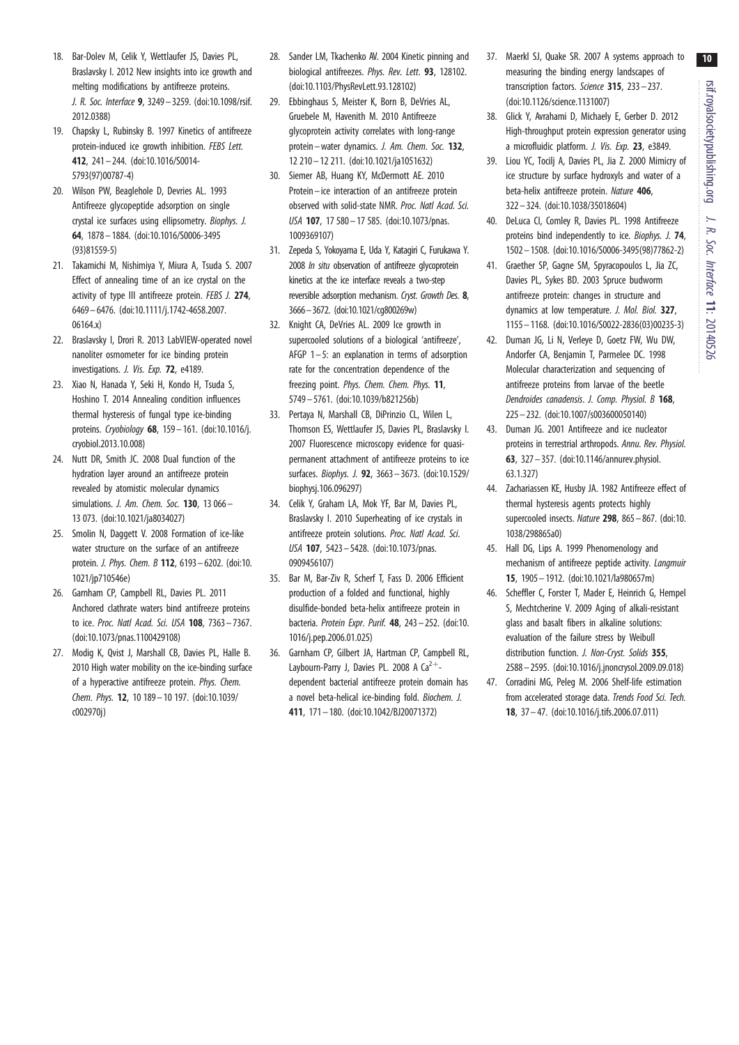18. Bar-Dolev M, Celik Y, Wettlaufer JS, Davies PL, Braslavsky I. 2012 New insights into ice growth and melting modifications by antifreeze proteins. *J. R. Soc. Interface* **9**, 3249–3259. (doi:10.1098/rsif.2012.0388)
19. Chapsky L, Rubinsky B. 1997 Kinetics of antifreeze protein-induced ice growth inhibition. *FEBS Lett.* **412**, 241–244. (doi:10.1016/S0014-5793(97)00787-4)
20. Wilson PW, Beaglehole D, Devries AL. 1993 Antifreeze glycopeptide adsorption on single crystal ice surfaces using ellipsometry. *Biophys. J.* **64**, 1878–1884. (doi:10.1016/S0006-3495(93)81559-5)
21. Takamichi M, Nishimiya Y, Miura A, Tsuda S. 2007 Effect of annealing time of an ice crystal on the activity of type III antifreeze protein. *FEBS J.* **274**, 6469–6476. (doi:10.1111/j.1742-4658.2007.06164.x)
22. Braslavsky I, Drori R. 2013 LabVIEW-operated novel nanoliter osmometer for ice binding protein investigations. *J. Vis. Exp.* **72**, e4189.
23. Xiao N, Hanada Y, Seki H, Kondo H, Tsuda S, Hoshino T. 2014 Annealing condition influences thermal hysteresis of fungal type ice-binding proteins. *Cryobiology* **68**, 159–161. (doi:10.1016/j.cryobiol.2013.10.008)
24. Nutt DR, Smith JC. 2008 Dual function of the hydration layer around an antifreeze protein revealed by atomistic molecular dynamics simulations. *J. Am. Chem. Soc.* **130**, 13 066–13 073. (doi:10.1021/ja8034027)
25. Smolin N, Daggett V. 2008 Formation of ice-like water structure on the surface of an antifreeze protein. *J. Phys. Chem. B* **112**, 6193–6202. (doi:10.1021/jp710546e)
26. Garnham CP, Campbell RL, Davies PL. 2011 Anchored clathrate waters bind antifreeze proteins to ice. *Proc. Natl Acad. Sci. USA* **108**, 7363–7367. (doi:10.1073/pnas.1100429108)
27. Modig K, Qvist J, Marshall CB, Davies PL, Halle B. 2010 High water mobility on the ice-binding surface of a hyperactive antifreeze protein. *Phys. Chem. Chem. Phys.* **12**, 10 189–10 197. (doi:10.1039/c002970j)
28. Sander LM, Tkachenko AV. 2004 Kinetic pinning and biological antifreezes. *Phys. Rev. Lett.* **93**, 128102. (doi:10.1103/PhysRevLett.93.128102)
29. Ebbinghaus S, Meister K, Born B, DeVries AL, Gruebele M, Havenith M. 2010 Antifreeze glycoprotein activity correlates with long-range protein–water dynamics. *J. Am. Chem. Soc.* **132**, 12 210–12 211. (doi:10.1021/ja1051632)
30. Siemer AB, Huang KY, McDermott AE. 2010 Protein–ice interaction of an antifreeze protein observed with solid-state NMR. *Proc. Natl Acad. Sci. USA* **107**, 17 580–17 585. (doi:10.1073/pnas.1009369107)
31. Zepeda S, Yokoyama E, Uda Y, Katagiri C, Furukawa Y. 2008 *In situ* observation of antifreeze glycoprotein kinetics at the ice interface reveals a two-step reversible adsorption mechanism. *Cryst. Growth Des.* **8**, 3666–3672. (doi:10.1021/cg800269w)
32. Knight CA, DeVries AL. 2009 Ice growth in supercooled solutions of a biological 'antifreeze', AFGP 1–5: an explanation in terms of adsorption rate for the concentration dependence of the freezing point. *Phys. Chem. Chem. Phys.* **11**, 5749–5761. (doi:10.1039/b821256b)
33. Pertaya N, Marshall CB, DiPrinzio CL, Wilen L, Thomson ES, Wettlaufer JS, Davies PL, Braslavsky I. 2007 Fluorescence microscopy evidence for quasi-permanent attachment of antifreeze proteins to ice surfaces. *Biophys. J.* **92**, 3663–3673. (doi:10.1529/biophysj.106.096297)
34. Celik Y, Graham LA, Mok YF, Bar M, Davies PL, Braslavsky I. 2010 Superheating of ice crystals in antifreeze protein solutions. *Proc. Natl Acad. Sci. USA* **107**, 5423–5428. (doi:10.1073/pnas.0909456107)
35. Bar M, Bar-Ziv R, Scherf T, Fass D. 2006 Efficient production of a folded and functional, highly disulfide-bonded beta-helix antifreeze protein in bacteria. *Protein Expr. Purif.* **48**, 243–252. (doi:10.1016/j.pep.2006.01.025)
36. Garnham CP, Gilbert JA, Hartman CP, Campbell RL, Laybourn-Parry J, Davies PL. 2008 A $Ca^{2+}$-dependent bacterial antifreeze protein domain has a novel beta-helical ice-binding fold. *Biochem. J.* **411**, 171–180. (doi:10.1042/BJ20071372)
37. Maerkl SJ, Quake SR. 2007 A systems approach to measuring the binding energy landscapes of transcription factors. *Science* **315**, 233–237. (doi:10.1126/science.1131007)
38. Glick Y, Avrahami D, Michaely E, Gerber D. 2012 High-throughput protein expression generator using a microfluidic platform. *J. Vis. Exp.* **23**, e3849.
39. Liou YC, Tocilj A, Davies PL, Jia Z. 2000 Mimicry of ice structure by surface hydroxyls and water of a beta-helix antifreeze protein. *Nature* **406**, 322–324. (doi:10.1038/35018604)
40. DeLuca CI, Comley R, Davies PL. 1998 Antifreeze proteins bind independently to ice. *Biophys. J.* **74**, 1502–1508. (doi:10.1016/S0006-3495(98)77862-2)
41. Graether SP, Gagne SM, Spyracopoulos L, Jia ZC, Davies PL, Sykes BD. 2003 Spruce budworm antifreeze protein: changes in structure and dynamics at low temperature. *J. Mol. Biol.* **327**, 1155–1168. (doi:10.1016/S0022-2836(03)00235-3)
42. Duman JG, Li N, Verleye D, Goetz FW, Wu DW, Andorfer CA, Benjamin T, Parmelee DC. 1998 Molecular characterization and sequencing of antifreeze proteins from larvae of the beetle *Dendroides canadensis*. *J. Comp. Physiol. B* **168**, 225–232. (doi:10.1007/s003600050140)
43. Duman JG. 2001 Antifreeze and ice nucleator proteins in terrestrial arthropods. *Annu. Rev. Physiol.* **63**, 327–357. (doi:10.1146/annurev.physiol.63.1.327)
44. Zachariassen KE, Husby JA. 1982 Antifreeze effect of thermal hysteresis agents protects highly supercooled insects. *Nature* **298**, 865–867. (doi:10.1038/298865a0)
45. Hall DG, Lips A. 1999 Phenomenology and mechanism of antifreeze peptide activity. *Langmuir* **15**, 1905–1912. (doi:10.1021/la980657m)
46. Scheffler C, Forster T, Mader E, Heinrich G, Hempel S, Mechtcherine V. 2009 Aging of alkali-resistant glass and basalt fibers in alkaline solutions: evaluation of the failure stress by Weibull distribution function. *J. Non-Cryst. Solids* **355**, 2588–2595. (doi:10.1016/j.jnoncrysol.2009.09.018)
47. Corradini MG, Peleg M. 2006 Shelf-life estimation from accelerated storage data. *Trends Food Sci. Tech.* **18**, 37–47. (doi:10.1016/j.tifs.2006.07.011)